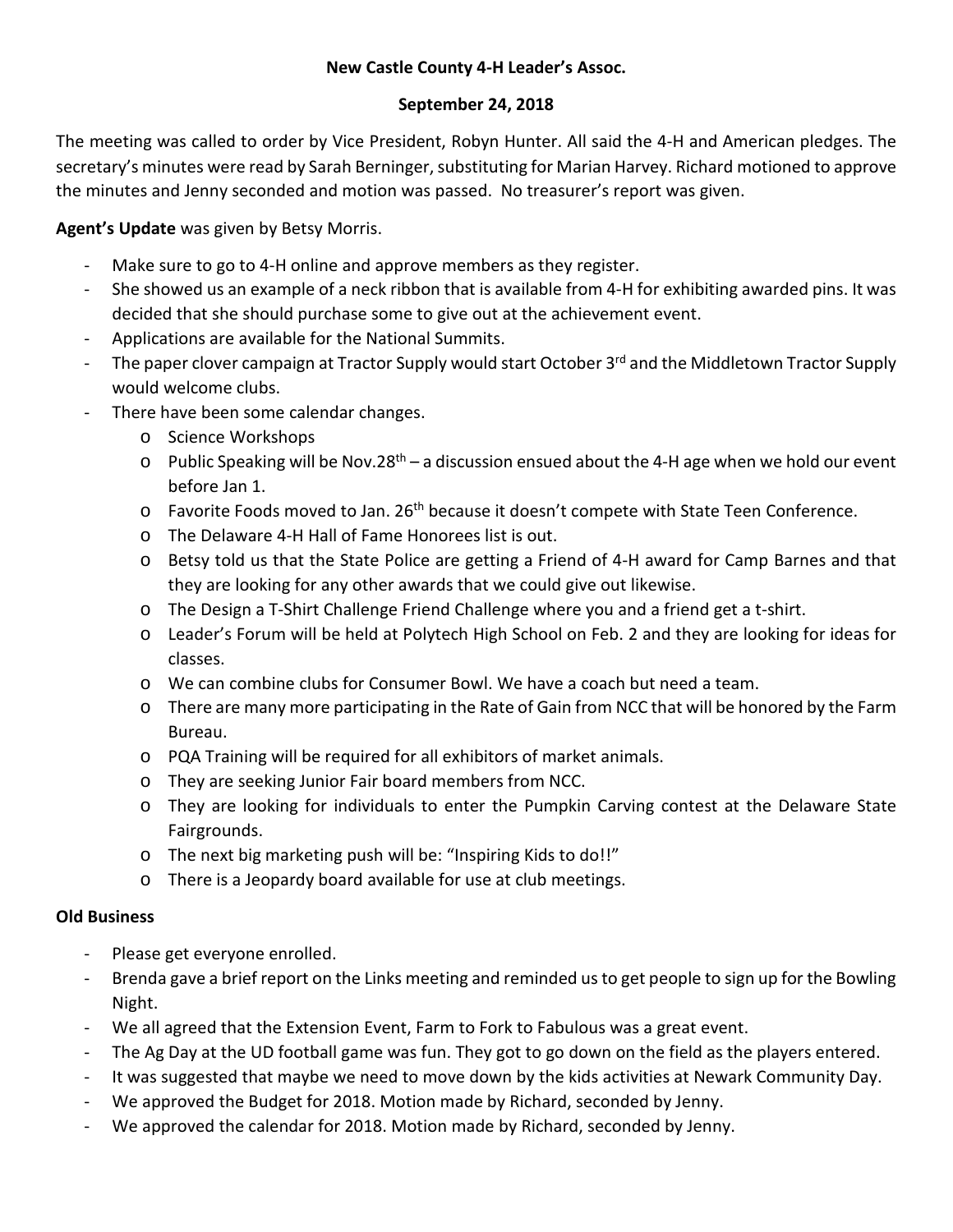**New Castle County 4-H Leader's Assoc.**

**September 24, 2018**

The meeting was called to order by Vice President, Robyn Hunter. All said the 4-H and American pledges. The secretary's minutes were read by Sarah Berninger, substituting for Marian Harvey. Richard motioned to approve the minutes and Jenny seconded and motion was passed. No treasurer's report was given.

**Agent's Update** was given by Betsy Morris.

- Make sure to go to 4-H online and approve members as they register.
- She showed us an example of a neck ribbon that is available from 4-H for exhibiting awarded pins. It was decided that she should purchase some to give out at the achievement event.
- Applications are available for the National Summits.
- The paper clover campaign at Tractor Supply would start October 3rd and the Middletown Tractor Supply would welcome clubs.
- There have been some calendar changes.
  - Science Workshops
  - Public Speaking will be Nov.28th – a discussion ensued about the 4-H age when we hold our event before Jan 1.
  - Favorite Foods moved to Jan. 26th because it doesn't compete with State Teen Conference.
  - The Delaware 4-H Hall of Fame Honorees list is out.
  - Betsy told us that the State Police are getting a Friend of 4-H award for Camp Barnes and that they are looking for any other awards that we could give out likewise.
  - The Design a T-Shirt Challenge Friend Challenge where you and a friend get a t-shirt.
  - Leader's Forum will be held at Polytech High School on Feb. 2 and they are looking for ideas for classes.
  - We can combine clubs for Consumer Bowl. We have a coach but need a team.
  - There are many more participating in the Rate of Gain from NCC that will be honored by the Farm Bureau.
  - PQA Training will be required for all exhibitors of market animals.
  - They are seeking Junior Fair board members from NCC.
  - They are looking for individuals to enter the Pumpkin Carving contest at the Delaware State Fairgrounds.
  - The next big marketing push will be: "Inspiring Kids to do!!"
  - There is a Jeopardy board available for use at club meetings.

**Old Business**

- Please get everyone enrolled.
- Brenda gave a brief report on the Links meeting and reminded us to get people to sign up for the Bowling Night.
- We all agreed that the Extension Event, Farm to Fork to Fabulous was a great event.
- The Ag Day at the UD football game was fun. They got to go down on the field as the players entered.
- It was suggested that maybe we need to move down by the kids activities at Newark Community Day.
- We approved the Budget for 2018. Motion made by Richard, seconded by Jenny.
- We approved the calendar for 2018. Motion made by Richard, seconded by Jenny.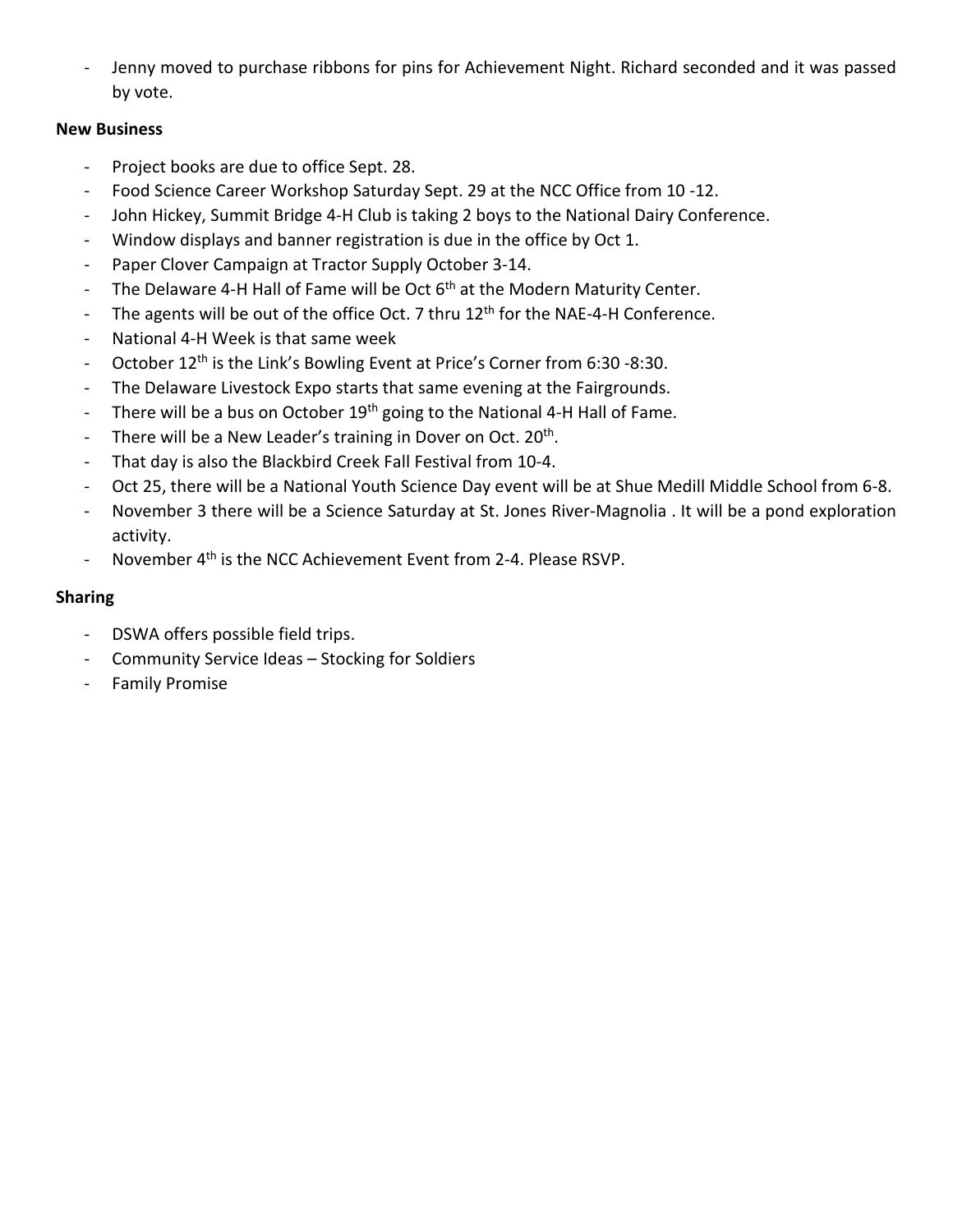- Jenny moved to purchase ribbons for pins for Achievement Night. Richard seconded and it was passed by vote.

**New Business**

- Project books are due to office Sept. 28.
- Food Science Career Workshop Saturday Sept. 29 at the NCC Office from 10 -12.
- John Hickey, Summit Bridge 4-H Club is taking 2 boys to the National Dairy Conference.
- Window displays and banner registration is due in the office by Oct 1.
- Paper Clover Campaign at Tractor Supply October 3-14.
- The Delaware 4-H Hall of Fame will be Oct 6th at the Modern Maturity Center.
- The agents will be out of the office Oct. 7 thru 12th for the NAE-4-H Conference.
- National 4-H Week is that same week
- October 12th is the Link's Bowling Event at Price's Corner from 6:30 -8:30.
- The Delaware Livestock Expo starts that same evening at the Fairgrounds.
- There will be a bus on October 19th going to the National 4-H Hall of Fame.
- There will be a New Leader's training in Dover on Oct. 20th.
- That day is also the Blackbird Creek Fall Festival from 10-4.
- Oct 25, there will be a National Youth Science Day event will be at Shue Medill Middle School from 6-8.
- November 3 there will be a Science Saturday at St. Jones River-Magnolia . It will be a pond exploration activity.
- November 4th is the NCC Achievement Event from 2-4. Please RSVP.

**Sharing**

- DSWA offers possible field trips.
- Community Service Ideas – Stocking for Soldiers
- Family Promise